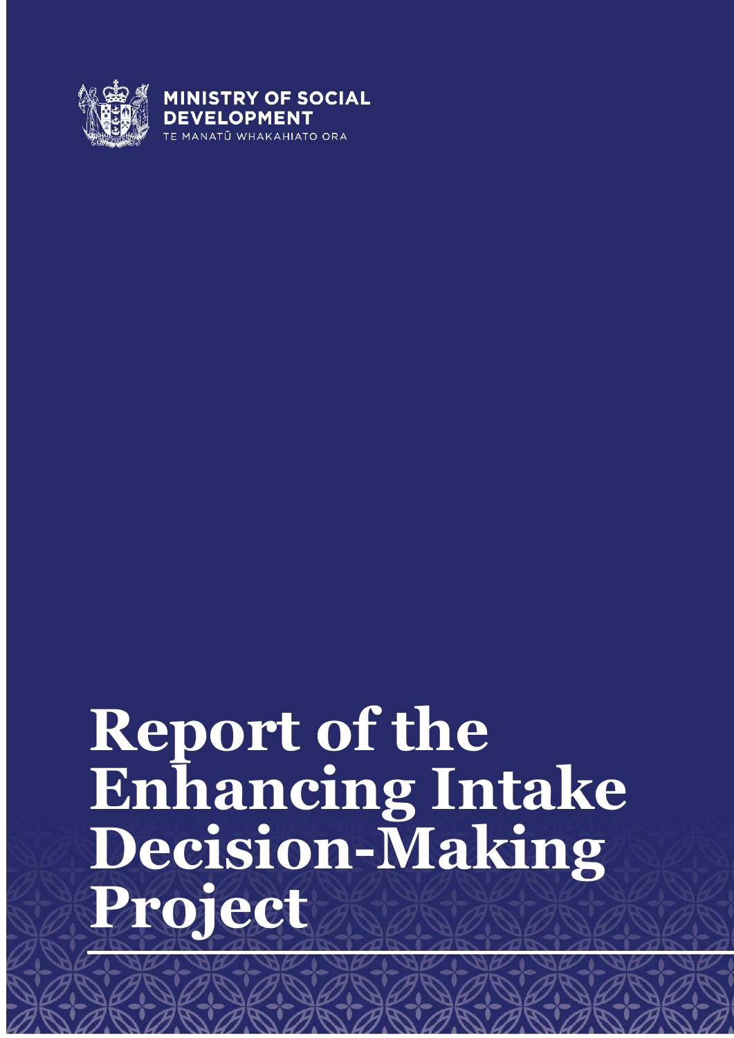MINISTRY OF SOCIAL DEVELOPMENT

TE MANATŪ WHAKAHIATO ORA

# Report of the Enhancing Intake Decision-Making Project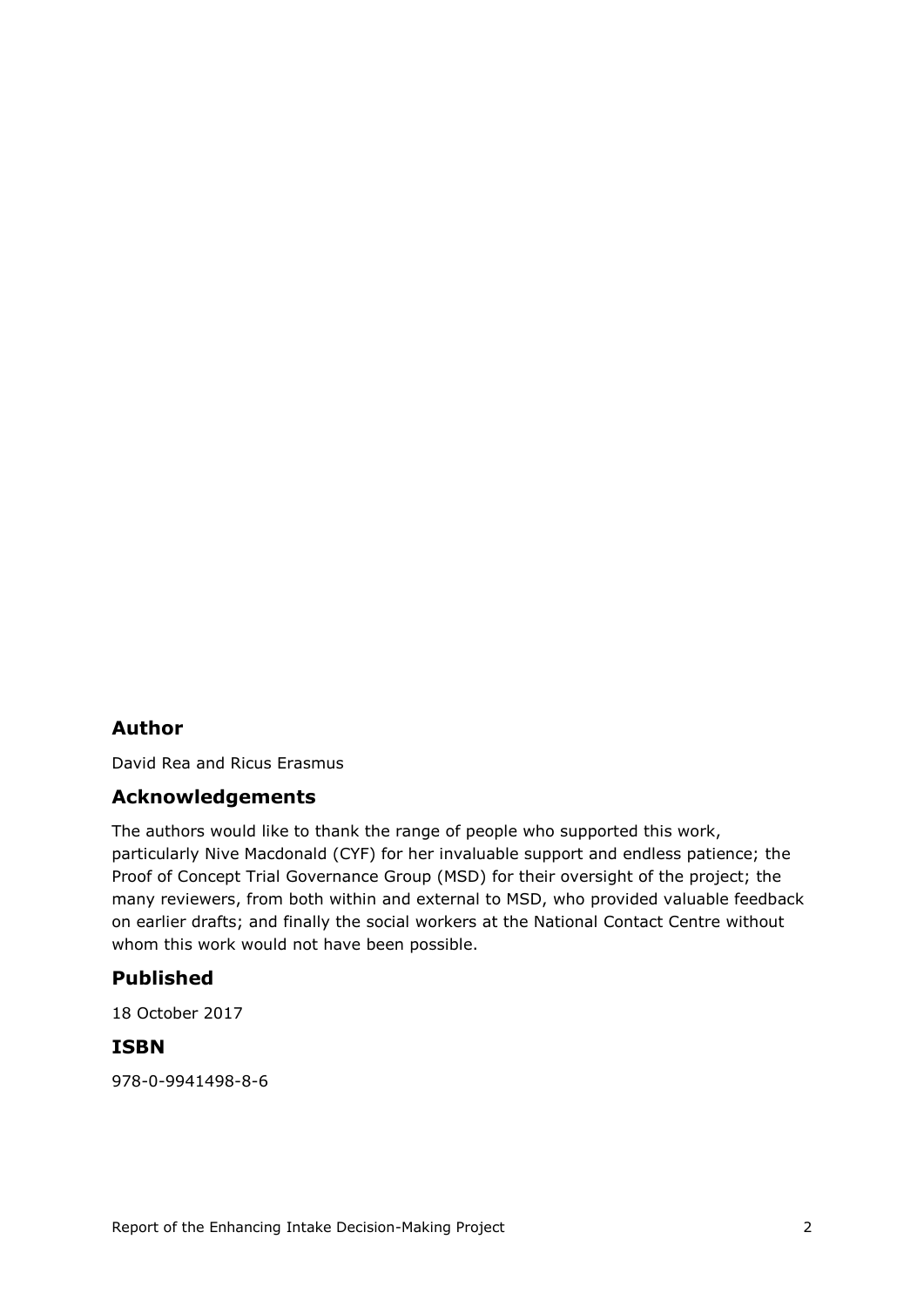## Author

David Rea and Ricus Erasmus

## Acknowledgements

The authors would like to thank the range of people who supported this work, particularly Nive Macdonald (CYF) for her invaluable support and endless patience; the Proof of Concept Trial Governance Group (MSD) for their oversight of the project; the many reviewers, from both within and external to MSD, who provided valuable feedback on earlier drafts; and finally the social workers at the National Contact Centre without whom this work would not have been possible.

## Published

18 October 2017

## ISBN

978-0-9941498-8-6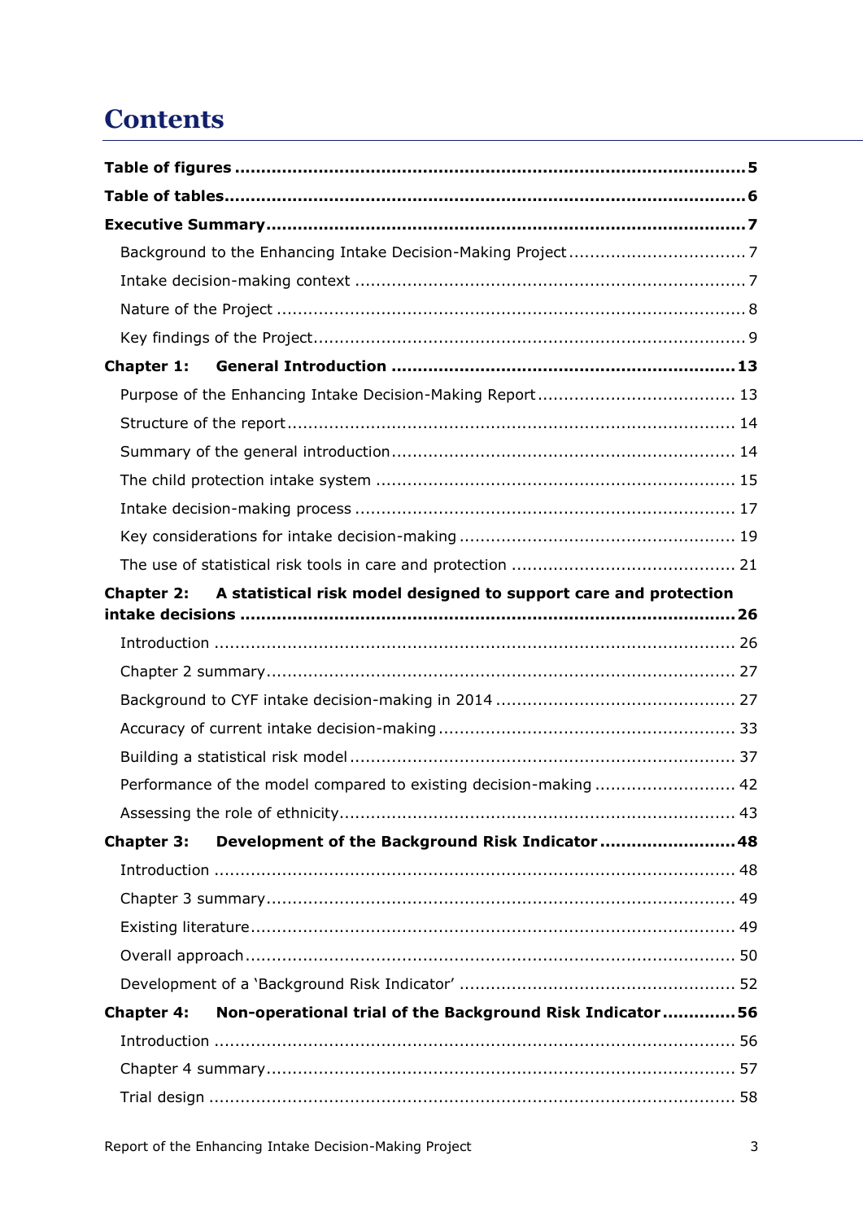# Contents

**Table of figures** ........................................................................................ **5**

**Table of tables** ........................................................................................ **6**

**Executive Summary** ........................................................................................ **7**

- Background to the Enhancing Intake Decision-Making Project ........................................ 7
- Intake decision-making context ........................................ 7
- Nature of the Project ........................................ 8
- Key findings of the Project ........................................ 9

**Chapter 1: General Introduction** ........................................ **13**

- Purpose of the Enhancing Intake Decision-Making Report ........................................ 13
- Structure of the report ........................................ 14
- Summary of the general introduction ........................................ 14
- The child protection intake system ........................................ 15
- Intake decision-making process ........................................ 17
- Key considerations for intake decision-making ........................................ 19
- The use of statistical risk tools in care and protection ........................................ 21

**Chapter 2: A statistical risk model designed to support care and protection intake decisions** ........................................ **26**

- Introduction ........................................ 26
- Chapter 2 summary ........................................ 27
- Background to CYF intake decision-making in 2014 ........................................ 27
- Accuracy of current intake decision-making ........................................ 33
- Building a statistical risk model ........................................ 37
- Performance of the model compared to existing decision-making ........................................ 42
- Assessing the role of ethnicity ........................................ 43

**Chapter 3: Development of the Background Risk Indicator** ........................................ **48**

- Introduction ........................................ 48
- Chapter 3 summary ........................................ 49
- Existing literature ........................................ 49
- Overall approach ........................................ 50
- Development of a 'Background Risk Indicator' ........................................ 52

**Chapter 4: Non-operational trial of the Background Risk Indicator** ........................................ **56**

- Introduction ........................................ 56
- Chapter 4 summary ........................................ 57
- Trial design ........................................ 58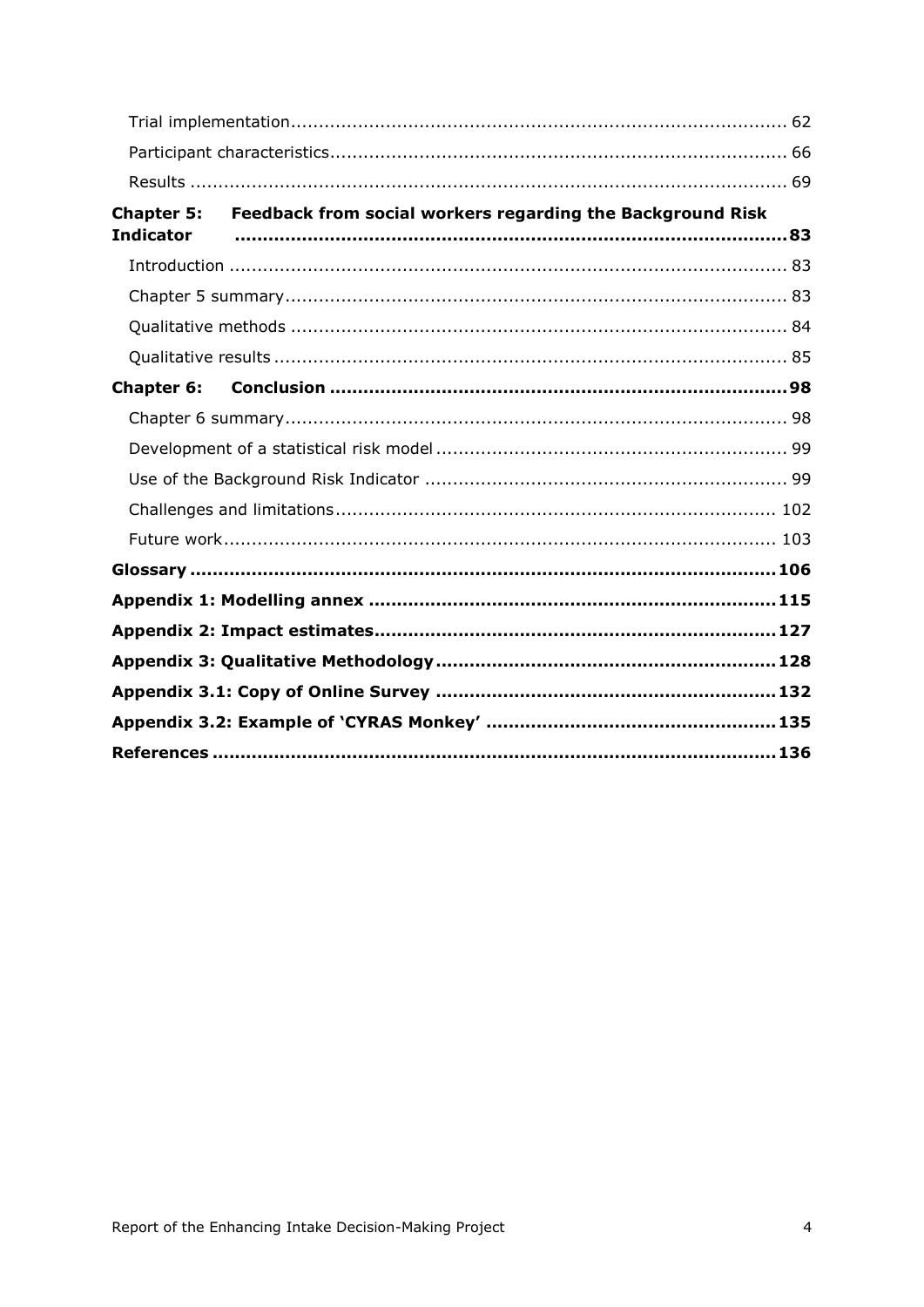Trial implementation ........................................................................................ 62

Participant characteristics ................................................................................ 66

Results ........................................................................................................ 69

**Chapter 5: Feedback from social workers regarding the Background Risk Indicator ........................................................................................ 83**

Introduction .................................................................................................. 83

Chapter 5 summary ........................................................................................ 83

Qualitative methods ....................................................................................... 84

Qualitative results .......................................................................................... 85

**Chapter 6: Conclusion ................................................................................ 98**

Chapter 6 summary ........................................................................................ 98

Development of a statistical risk model ............................................................ 99

Use of the Background Risk Indicator ............................................................... 99

Challenges and limitations .............................................................................. 102

Future work .................................................................................................. 103

**Glossary ...................................................................................................... 106**

**Appendix 1: Modelling annex ....................................................................... 115**

**Appendix 2: Impact estimates ...................................................................... 127**

**Appendix 3: Qualitative Methodology ........................................................... 128**

**Appendix 3.1: Copy of Online Survey ........................................................... 132**

**Appendix 3.2: Example of 'CYRAS Monkey' .................................................. 135**

**References .................................................................................................. 136**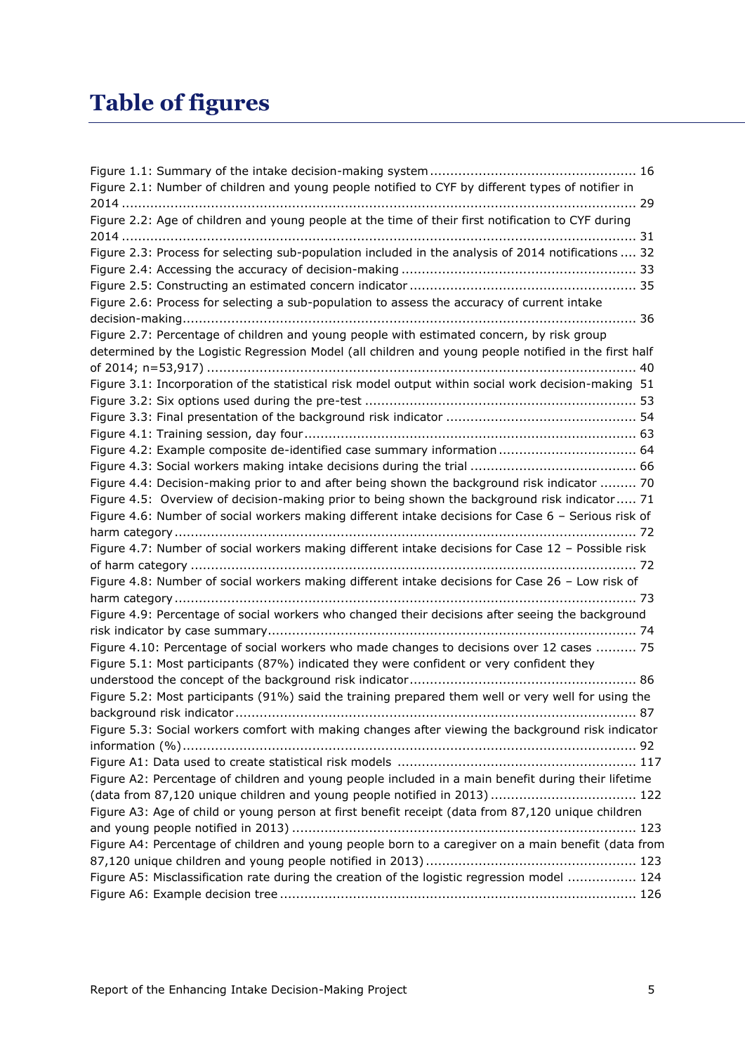# Table of figures

Figure 1.1: Summary of the intake decision-making system .................................................. 16

Figure 2.1: Number of children and young people notified to CYF by different types of notifier in 2014 .................................................................................................................. 29

Figure 2.2: Age of children and young people at the time of their first notification to CYF during 2014 .................................................................................................................. 31

Figure 2.3: Process for selecting sub-population included in the analysis of 2014 notifications .... 32

Figure 2.4: Accessing the accuracy of decision-making .......................................................... 33

Figure 2.5: Constructing an estimated concern indicator ........................................................ 35

Figure 2.6: Process for selecting a sub-population to assess the accuracy of current intake decision-making................................................................................................................ 36

Figure 2.7: Percentage of children and young people with estimated concern, by risk group determined by the Logistic Regression Model (all children and young people notified in the first half of 2014; n=53,917) .......................................................................................... 40

Figure 3.1: Incorporation of the statistical risk model output within social work decision-making 51

Figure 3.2: Six options used during the pre-test ................................................................... 53

Figure 3.3: Final presentation of the background risk indicator ............................................... 54

Figure 4.1: Training session, day four.................................................................................. 63

Figure 4.2: Example composite de-identified case summary information .................................. 64

Figure 4.3: Social workers making intake decisions during the trial ......................................... 66

Figure 4.4: Decision-making prior to and after being shown the background risk indicator ......... 70

Figure 4.5: Overview of decision-making prior to being shown the background risk indicator..... 71

Figure 4.6: Number of social workers making different intake decisions for Case 6 – Serious risk of harm category .................................................................................................................. 72

Figure 4.7: Number of social workers making different intake decisions for Case 12 – Possible risk of harm category .............................................................................................................. 72

Figure 4.8: Number of social workers making different intake decisions for Case 26 – Low risk of harm category .................................................................................................................. 73

Figure 4.9: Percentage of social workers who changed their decisions after seeing the background risk indicator by case summary........................................................................................... 74

Figure 4.10: Percentage of social workers who made changes to decisions over 12 cases .......... 75

Figure 5.1: Most participants (87%) indicated they were confident or very confident they understood the concept of the background risk indicator........................................................ 86

Figure 5.2: Most participants (91%) said the training prepared them well or very well for using the background risk indicator.................................................................................................. 87

Figure 5.3: Social workers comfort with making changes after viewing the background risk indicator information (%)................................................................................................................ 92

Figure A1: Data used to create statistical risk models ........................................................... 117

Figure A2: Percentage of children and young people included in a main benefit during their lifetime (data from 87,120 unique children and young people notified in 2013) .................................... 122

Figure A3: Age of child or young person at first benefit receipt (data from 87,120 unique children and young people notified in 2013) ..................................................................................... 123

Figure A4: Percentage of children and young people born to a caregiver on a main benefit (data from 87,120 unique children and young people notified in 2013) .................................................... 123

Figure A5: Misclassification rate during the creation of the logistic regression model ................. 124

Figure A6: Example decision tree ........................................................................................ 126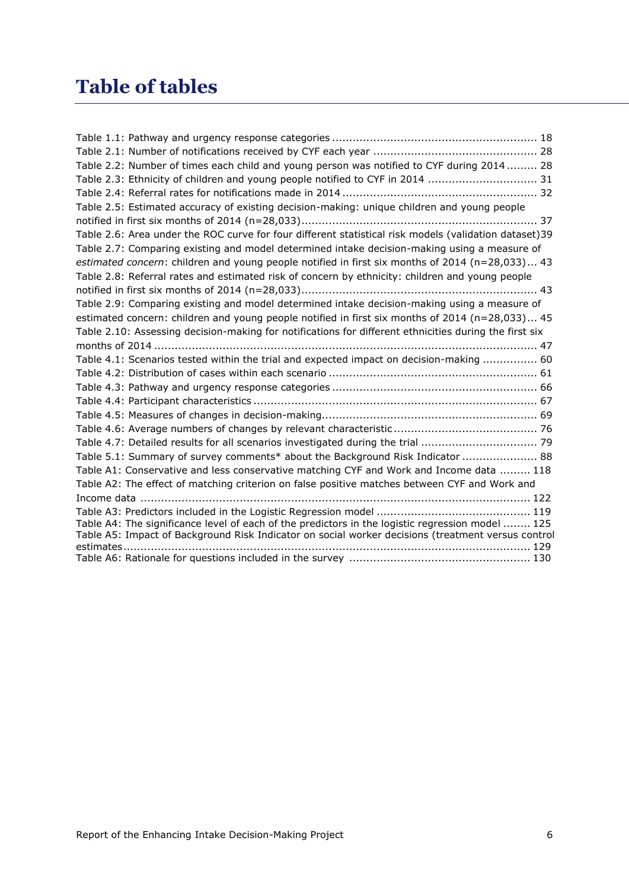# Table of tables

Table 1.1: Pathway and urgency response categories ........................................................... 18
Table 2.1: Number of notifications received by CYF each year ................................................ 28
Table 2.2: Number of times each child and young person was notified to CYF during 2014 ......... 28
Table 2.3: Ethnicity of children and young people notified to CYF in 2014 ................................ 31
Table 2.4: Referral rates for notifications made in 2014 ......................................................... 32
Table 2.5: Estimated accuracy of existing decision-making: unique children and young people notified in first six months of 2014 (n=28,033).................................................................... 37
Table 2.6: Area under the ROC curve for four different statistical risk models (validation dataset)39
Table 2.7: Comparing existing and model determined intake decision-making using a measure of *estimated concern*: children and young people notified in first six months of 2014 (n=28,033)... 43
Table 2.8: Referral rates and estimated risk of concern by ethnicity: children and young people notified in first six months of 2014 (n=28,033)..................................................................... 43
Table 2.9: Comparing existing and model determined intake decision-making using a measure of estimated concern: children and young people notified in first six months of 2014 (n=28,033)... 45
Table 2.10: Assessing decision-making for notifications for different ethnicities during the first six months of 2014 ................................................................................................................ 47
Table 4.1: Scenarios tested within the trial and expected impact on decision-making ................ 60
Table 4.2: Distribution of cases within each scenario ............................................................. 61
Table 4.3: Pathway and urgency response categories ............................................................ 66
Table 4.4: Participant characteristics ................................................................................... 67
Table 4.5: Measures of changes in decision-making............................................................... 69
Table 4.6: Average numbers of changes by relevant characteristic .......................................... 76
Table 4.7: Detailed results for all scenarios investigated during the trial .................................. 79
Table 5.1: Summary of survey comments* about the Background Risk Indicator ...................... 88
Table A1: Conservative and less conservative matching CYF and Work and Income data ......... 118
Table A2: The effect of matching criterion on false positive matches between CYF and Work and Income data ...................................................................................................................... 122
Table A3: Predictors included in the Logistic Regression model ............................................ 119
Table A4: The significance level of each of the predictors in the logistic regression model ........ 125
Table A5: Impact of Background Risk Indicator on social worker decisions (treatment versus control estimates...................................................................................................................... 129
Table A6: Rationale for questions included in the survey ..................................................... 130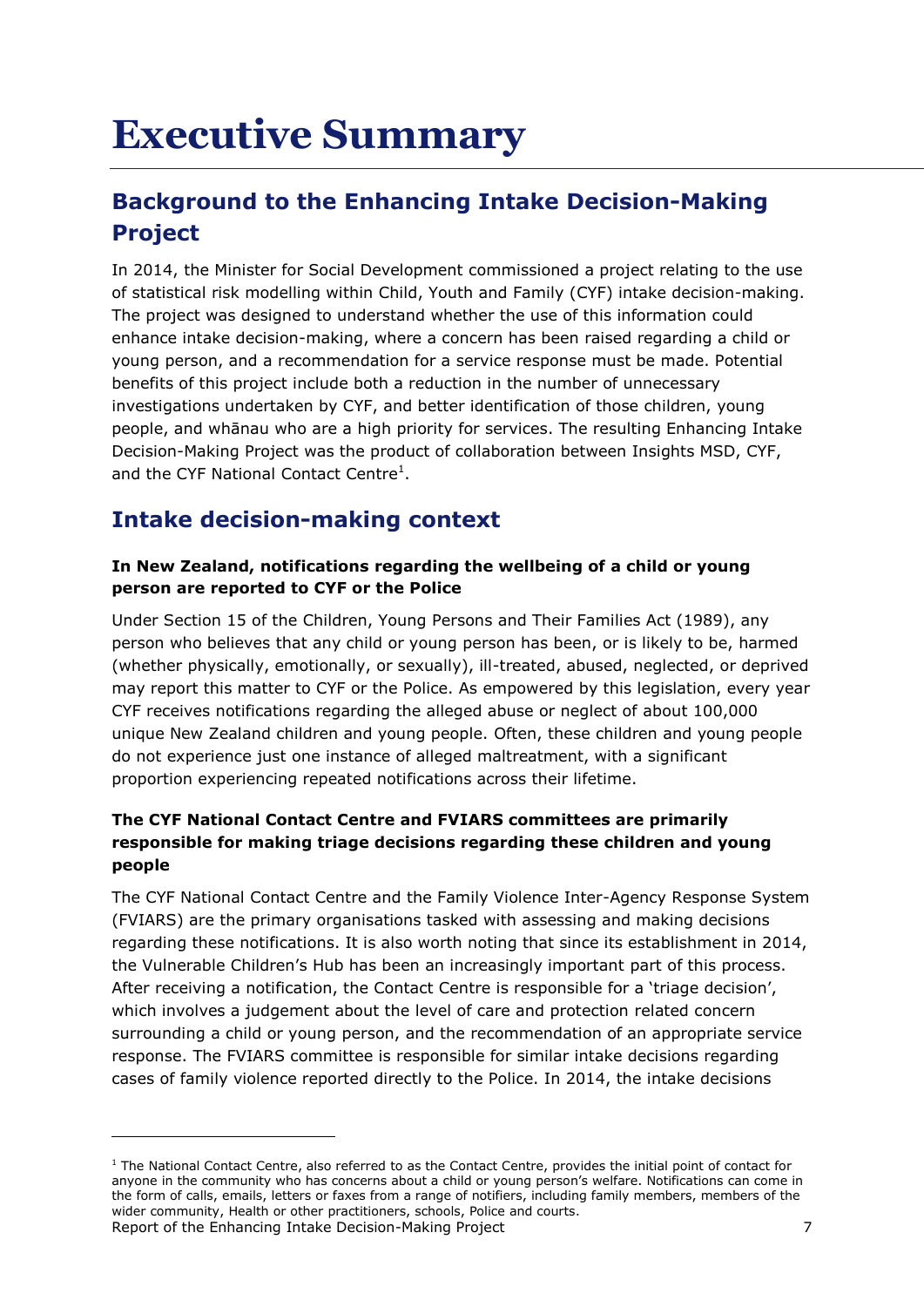# Executive Summary

## Background to the Enhancing Intake Decision-Making Project

In 2014, the Minister for Social Development commissioned a project relating to the use of statistical risk modelling within Child, Youth and Family (CYF) intake decision-making. The project was designed to understand whether the use of this information could enhance intake decision-making, where a concern has been raised regarding a child or young person, and a recommendation for a service response must be made. Potential benefits of this project include both a reduction in the number of unnecessary investigations undertaken by CYF, and better identification of those children, young people, and whānau who are a high priority for services. The resulting Enhancing Intake Decision-Making Project was the product of collaboration between Insights MSD, CYF, and the CYF National Contact Centre[1].

## Intake decision-making context

**In New Zealand, notifications regarding the wellbeing of a child or young person are reported to CYF or the Police**

Under Section 15 of the Children, Young Persons and Their Families Act (1989), any person who believes that any child or young person has been, or is likely to be, harmed (whether physically, emotionally, or sexually), ill-treated, abused, neglected, or deprived may report this matter to CYF or the Police. As empowered by this legislation, every year CYF receives notifications regarding the alleged abuse or neglect of about 100,000 unique New Zealand children and young people. Often, these children and young people do not experience just one instance of alleged maltreatment, with a significant proportion experiencing repeated notifications across their lifetime.

**The CYF National Contact Centre and FVIARS committees are primarily responsible for making triage decisions regarding these children and young people**

The CYF National Contact Centre and the Family Violence Inter-Agency Response System (FVIARS) are the primary organisations tasked with assessing and making decisions regarding these notifications. It is also worth noting that since its establishment in 2014, the Vulnerable Children's Hub has been an increasingly important part of this process. After receiving a notification, the Contact Centre is responsible for a 'triage decision', which involves a judgement about the level of care and protection related concern surrounding a child or young person, and the recommendation of an appropriate service response. The FVIARS committee is responsible for similar intake decisions regarding cases of family violence reported directly to the Police. In 2014, the intake decisions

[1] The National Contact Centre, also referred to as the Contact Centre, provides the initial point of contact for anyone in the community who has concerns about a child or young person's welfare. Notifications can come in the form of calls, emails, letters or faxes from a range of notifiers, including family members, members of the wider community, Health or other practitioners, schools, Police and courts.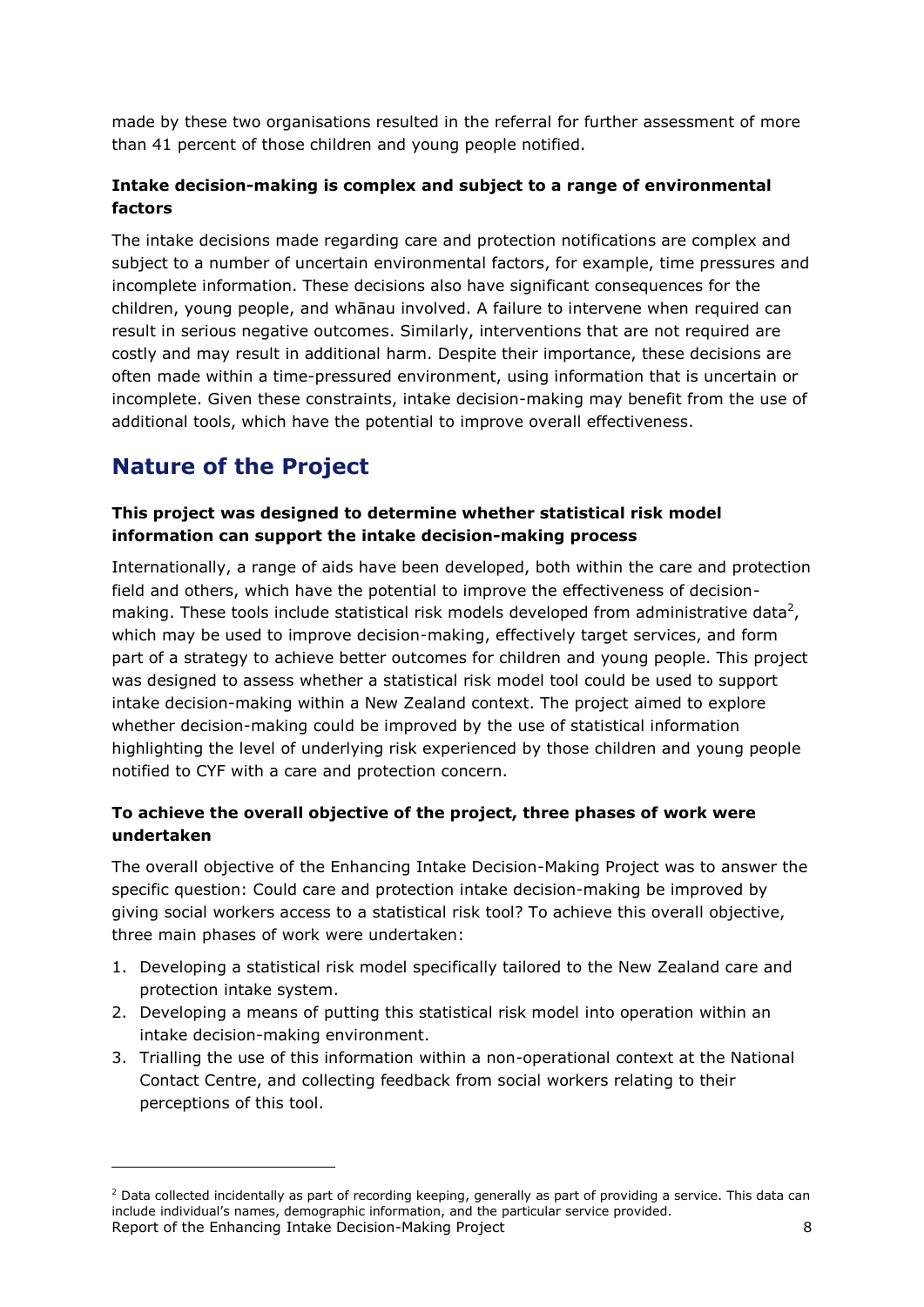made by these two organisations resulted in the referral for further assessment of more than 41 percent of those children and young people notified.

**Intake decision-making is complex and subject to a range of environmental factors**

The intake decisions made regarding care and protection notifications are complex and subject to a number of uncertain environmental factors, for example, time pressures and incomplete information. These decisions also have significant consequences for the children, young people, and whānau involved. A failure to intervene when required can result in serious negative outcomes. Similarly, interventions that are not required are costly and may result in additional harm. Despite their importance, these decisions are often made within a time-pressured environment, using information that is uncertain or incomplete. Given these constraints, intake decision-making may benefit from the use of additional tools, which have the potential to improve overall effectiveness.

## Nature of the Project

**This project was designed to determine whether statistical risk model information can support the intake decision-making process**

Internationally, a range of aids have been developed, both within the care and protection field and others, which have the potential to improve the effectiveness of decision-making. These tools include statistical risk models developed from administrative data[2], which may be used to improve decision-making, effectively target services, and form part of a strategy to achieve better outcomes for children and young people. This project was designed to assess whether a statistical risk model tool could be used to support intake decision-making within a New Zealand context. The project aimed to explore whether decision-making could be improved by the use of statistical information highlighting the level of underlying risk experienced by those children and young people notified to CYF with a care and protection concern.

**To achieve the overall objective of the project, three phases of work were undertaken**

The overall objective of the Enhancing Intake Decision-Making Project was to answer the specific question: Could care and protection intake decision-making be improved by giving social workers access to a statistical risk tool? To achieve this overall objective, three main phases of work were undertaken:

1. Developing a statistical risk model specifically tailored to the New Zealand care and protection intake system.
2. Developing a means of putting this statistical risk model into operation within an intake decision-making environment.
3. Trialling the use of this information within a non-operational context at the National Contact Centre, and collecting feedback from social workers relating to their perceptions of this tool.

---

[2] Data collected incidentally as part of recording keeping, generally as part of providing a service. This data can include individual's names, demographic information, and the particular service provided.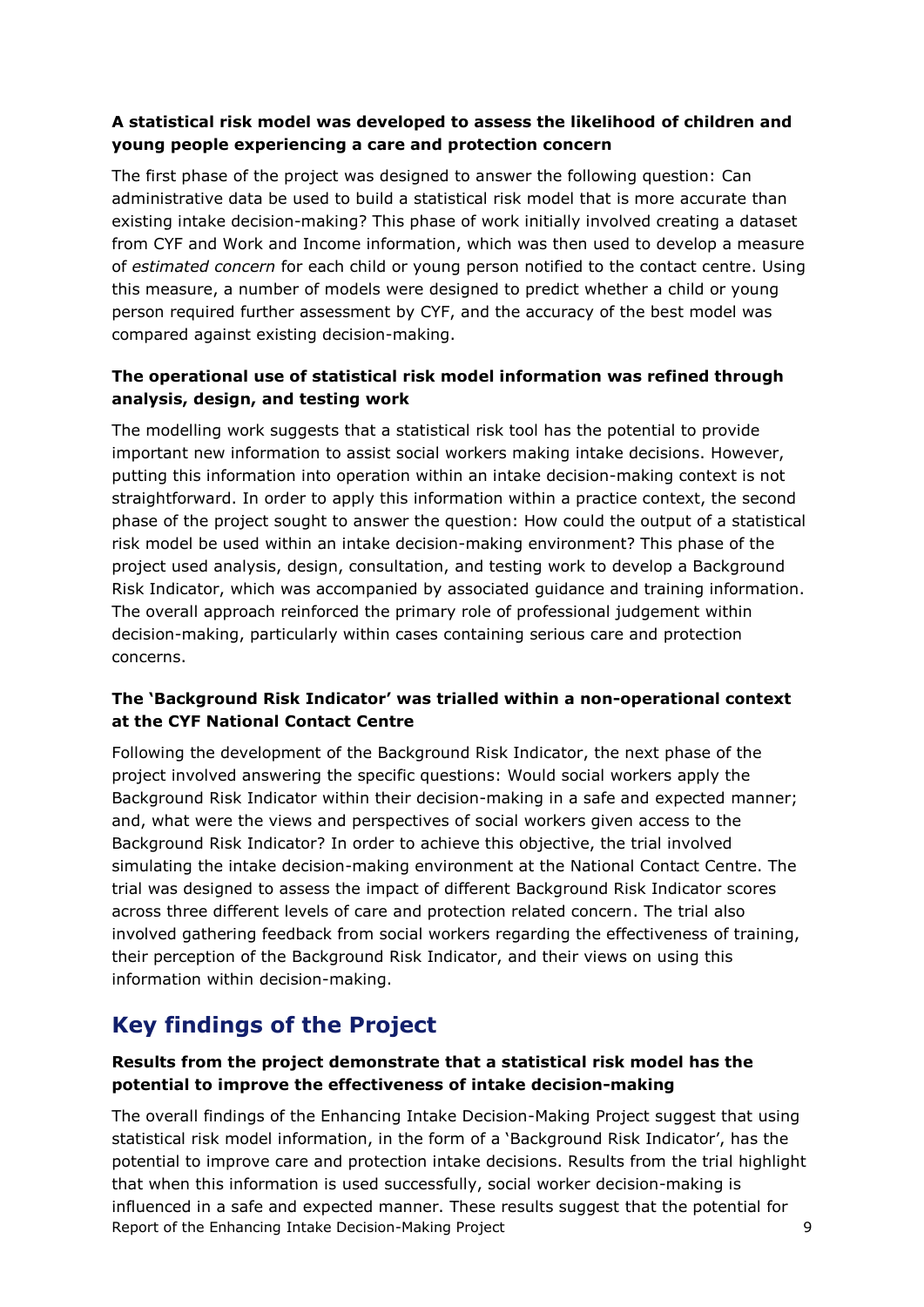**A statistical risk model was developed to assess the likelihood of children and young people experiencing a care and protection concern**

The first phase of the project was designed to answer the following question: Can administrative data be used to build a statistical risk model that is more accurate than existing intake decision-making? This phase of work initially involved creating a dataset from CYF and Work and Income information, which was then used to develop a measure of *estimated concern* for each child or young person notified to the contact centre. Using this measure, a number of models were designed to predict whether a child or young person required further assessment by CYF, and the accuracy of the best model was compared against existing decision-making.

**The operational use of statistical risk model information was refined through analysis, design, and testing work**

The modelling work suggests that a statistical risk tool has the potential to provide important new information to assist social workers making intake decisions. However, putting this information into operation within an intake decision-making context is not straightforward. In order to apply this information within a practice context, the second phase of the project sought to answer the question: How could the output of a statistical risk model be used within an intake decision-making environment? This phase of the project used analysis, design, consultation, and testing work to develop a Background Risk Indicator, which was accompanied by associated guidance and training information. The overall approach reinforced the primary role of professional judgement within decision-making, particularly within cases containing serious care and protection concerns.

**The 'Background Risk Indicator' was trialled within a non-operational context at the CYF National Contact Centre**

Following the development of the Background Risk Indicator, the next phase of the project involved answering the specific questions: Would social workers apply the Background Risk Indicator within their decision-making in a safe and expected manner; and, what were the views and perspectives of social workers given access to the Background Risk Indicator? In order to achieve this objective, the trial involved simulating the intake decision-making environment at the National Contact Centre. The trial was designed to assess the impact of different Background Risk Indicator scores across three different levels of care and protection related concern. The trial also involved gathering feedback from social workers regarding the effectiveness of training, their perception of the Background Risk Indicator, and their views on using this information within decision-making.

## Key findings of the Project

**Results from the project demonstrate that a statistical risk model has the potential to improve the effectiveness of intake decision-making**

The overall findings of the Enhancing Intake Decision-Making Project suggest that using statistical risk model information, in the form of a 'Background Risk Indicator', has the potential to improve care and protection intake decisions. Results from the trial highlight that when this information is used successfully, social worker decision-making is influenced in a safe and expected manner. These results suggest that the potential for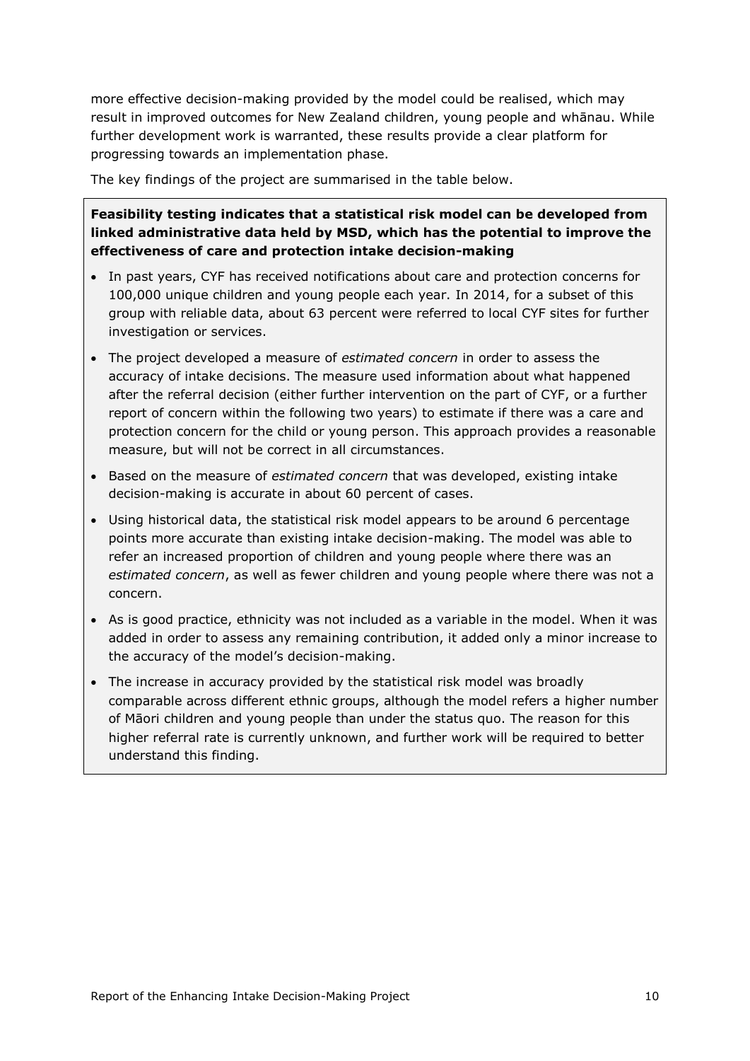more effective decision-making provided by the model could be realised, which may result in improved outcomes for New Zealand children, young people and whānau. While further development work is warranted, these results provide a clear platform for progressing towards an implementation phase.

The key findings of the project are summarised in the table below.

**Feasibility testing indicates that a statistical risk model can be developed from linked administrative data held by MSD, which has the potential to improve the effectiveness of care and protection intake decision-making**

- In past years, CYF has received notifications about care and protection concerns for 100,000 unique children and young people each year. In 2014, for a subset of this group with reliable data, about 63 percent were referred to local CYF sites for further investigation or services.
- The project developed a measure of *estimated concern* in order to assess the accuracy of intake decisions. The measure used information about what happened after the referral decision (either further intervention on the part of CYF, or a further report of concern within the following two years) to estimate if there was a care and protection concern for the child or young person. This approach provides a reasonable measure, but will not be correct in all circumstances.
- Based on the measure of *estimated concern* that was developed, existing intake decision-making is accurate in about 60 percent of cases.
- Using historical data, the statistical risk model appears to be around 6 percentage points more accurate than existing intake decision-making. The model was able to refer an increased proportion of children and young people where there was an *estimated concern*, as well as fewer children and young people where there was not a concern.
- As is good practice, ethnicity was not included as a variable in the model. When it was added in order to assess any remaining contribution, it added only a minor increase to the accuracy of the model's decision-making.
- The increase in accuracy provided by the statistical risk model was broadly comparable across different ethnic groups, although the model refers a higher number of Māori children and young people than under the status quo. The reason for this higher referral rate is currently unknown, and further work will be required to better understand this finding.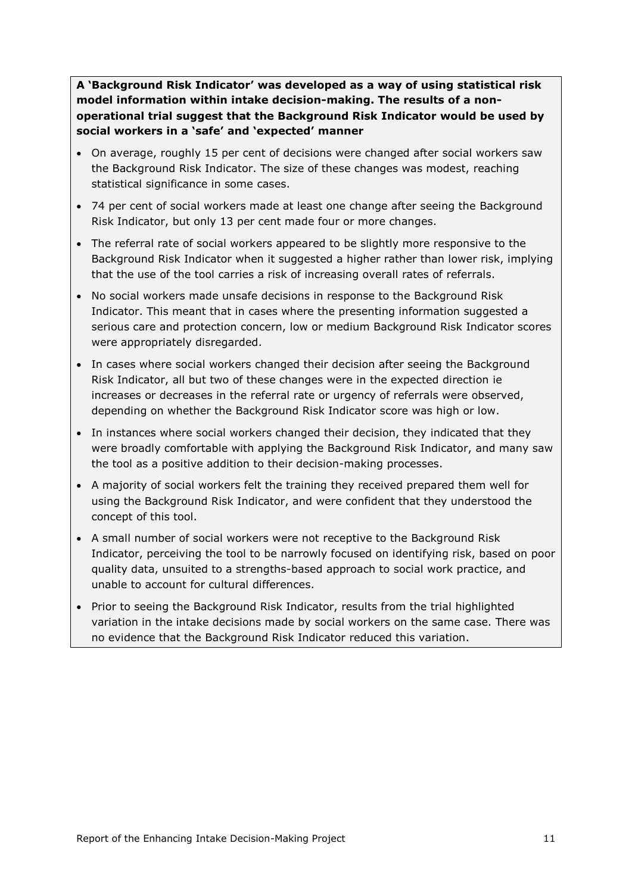**A 'Background Risk Indicator' was developed as a way of using statistical risk model information within intake decision-making. The results of a non-operational trial suggest that the Background Risk Indicator would be used by social workers in a 'safe' and 'expected' manner**

- On average, roughly 15 per cent of decisions were changed after social workers saw the Background Risk Indicator. The size of these changes was modest, reaching statistical significance in some cases.
- 74 per cent of social workers made at least one change after seeing the Background Risk Indicator, but only 13 per cent made four or more changes.
- The referral rate of social workers appeared to be slightly more responsive to the Background Risk Indicator when it suggested a higher rather than lower risk, implying that the use of the tool carries a risk of increasing overall rates of referrals.
- No social workers made unsafe decisions in response to the Background Risk Indicator. This meant that in cases where the presenting information suggested a serious care and protection concern, low or medium Background Risk Indicator scores were appropriately disregarded.
- In cases where social workers changed their decision after seeing the Background Risk Indicator, all but two of these changes were in the expected direction ie increases or decreases in the referral rate or urgency of referrals were observed, depending on whether the Background Risk Indicator score was high or low.
- In instances where social workers changed their decision, they indicated that they were broadly comfortable with applying the Background Risk Indicator, and many saw the tool as a positive addition to their decision-making processes.
- A majority of social workers felt the training they received prepared them well for using the Background Risk Indicator, and were confident that they understood the concept of this tool.
- A small number of social workers were not receptive to the Background Risk Indicator, perceiving the tool to be narrowly focused on identifying risk, based on poor quality data, unsuited to a strengths-based approach to social work practice, and unable to account for cultural differences.
- Prior to seeing the Background Risk Indicator, results from the trial highlighted variation in the intake decisions made by social workers on the same case. There was no evidence that the Background Risk Indicator reduced this variation.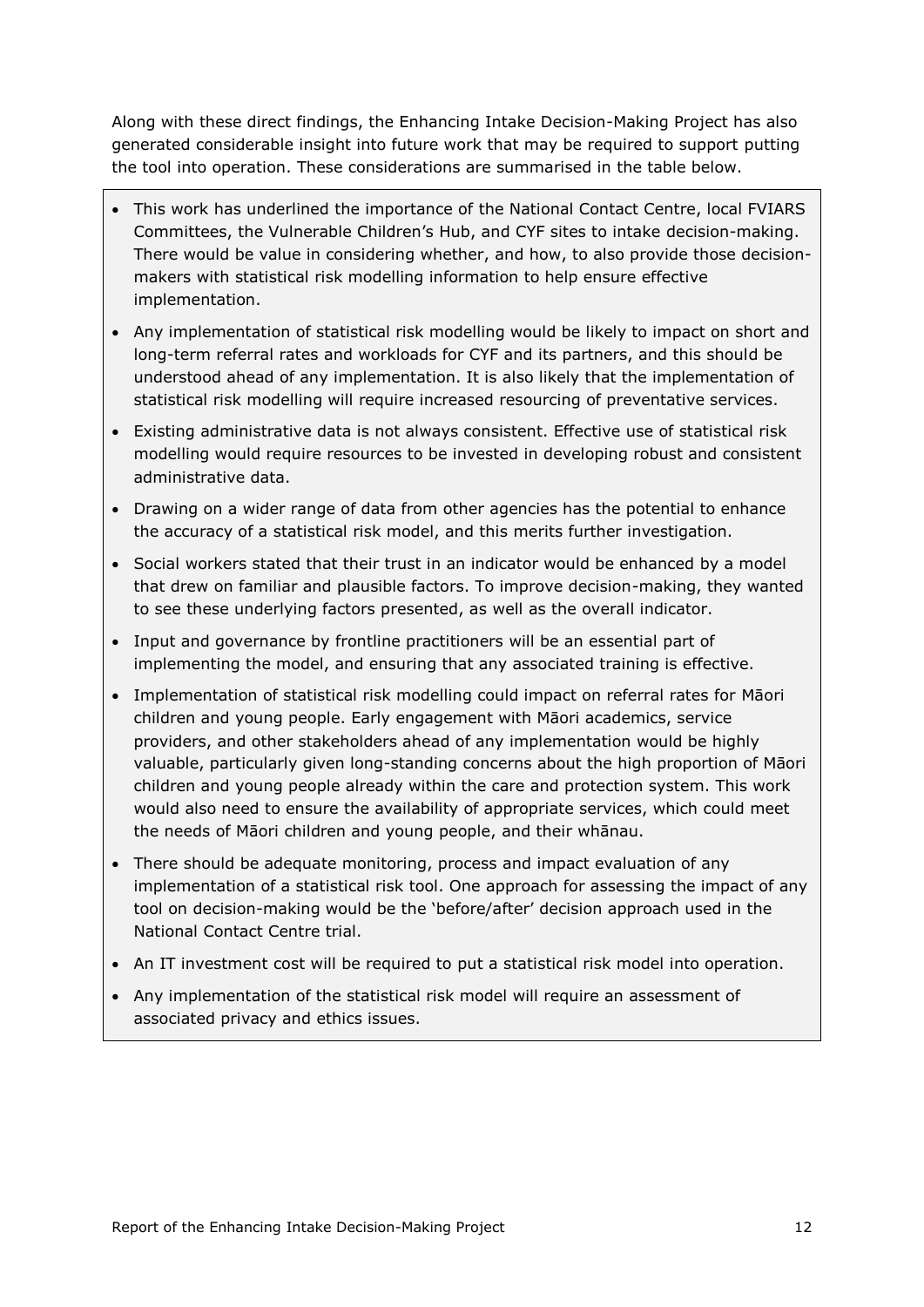Along with these direct findings, the Enhancing Intake Decision-Making Project has also generated considerable insight into future work that may be required to support putting the tool into operation. These considerations are summarised in the table below.

- This work has underlined the importance of the National Contact Centre, local FVIARS Committees, the Vulnerable Children's Hub, and CYF sites to intake decision-making. There would be value in considering whether, and how, to also provide those decision-makers with statistical risk modelling information to help ensure effective implementation.
- Any implementation of statistical risk modelling would be likely to impact on short and long-term referral rates and workloads for CYF and its partners, and this should be understood ahead of any implementation. It is also likely that the implementation of statistical risk modelling will require increased resourcing of preventative services.
- Existing administrative data is not always consistent. Effective use of statistical risk modelling would require resources to be invested in developing robust and consistent administrative data.
- Drawing on a wider range of data from other agencies has the potential to enhance the accuracy of a statistical risk model, and this merits further investigation.
- Social workers stated that their trust in an indicator would be enhanced by a model that drew on familiar and plausible factors. To improve decision-making, they wanted to see these underlying factors presented, as well as the overall indicator.
- Input and governance by frontline practitioners will be an essential part of implementing the model, and ensuring that any associated training is effective.
- Implementation of statistical risk modelling could impact on referral rates for Māori children and young people. Early engagement with Māori academics, service providers, and other stakeholders ahead of any implementation would be highly valuable, particularly given long-standing concerns about the high proportion of Māori children and young people already within the care and protection system. This work would also need to ensure the availability of appropriate services, which could meet the needs of Māori children and young people, and their whānau.
- There should be adequate monitoring, process and impact evaluation of any implementation of a statistical risk tool. One approach for assessing the impact of any tool on decision-making would be the 'before/after' decision approach used in the National Contact Centre trial.
- An IT investment cost will be required to put a statistical risk model into operation.
- Any implementation of the statistical risk model will require an assessment of associated privacy and ethics issues.